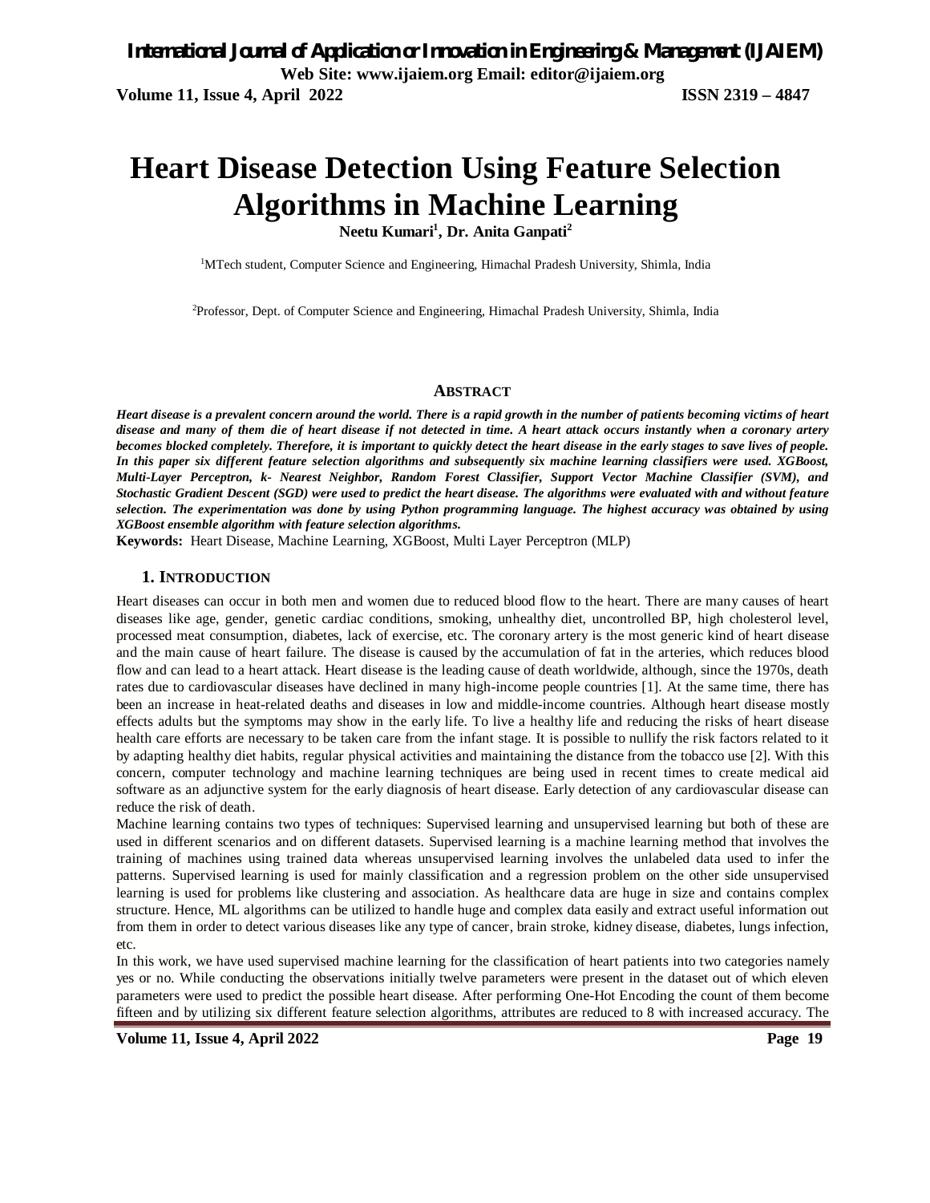# Heart Disease Detection Using Feature Selection Algorithms in Machine Learning

**Neetu Kumari[1], Dr. Anita Ganpati[2]**

[1]MTech student, Computer Science and Engineering, Himachal Pradesh University, Shimla, India

[2]Professor, Dept. of Computer Science and Engineering, Himachal Pradesh University, Shimla, India

## ABSTRACT

***Heart disease is a prevalent concern around the world. There is a rapid growth in the number of patients becoming victims of heart disease and many of them die of heart disease if not detected in time. A heart attack occurs instantly when a coronary artery becomes blocked completely. Therefore, it is important to quickly detect the heart disease in the early stages to save lives of people. In this paper six different feature selection algorithms and subsequently six machine learning classifiers were used. XGBoost, Multi-Layer Perceptron, k- Nearest Neighbor, Random Forest Classifier, Support Vector Machine Classifier (SVM), and Stochastic Gradient Descent (SGD) were used to predict the heart disease. The algorithms were evaluated with and without feature selection. The experimentation was done by using Python programming language. The highest accuracy was obtained by using XGBoost ensemble algorithm with feature selection algorithms.***

**Keywords:** Heart Disease, Machine Learning, XGBoost, Multi Layer Perceptron (MLP)

## 1. INTRODUCTION

Heart diseases can occur in both men and women due to reduced blood flow to the heart. There are many causes of heart diseases like age, gender, genetic cardiac conditions, smoking, unhealthy diet, uncontrolled BP, high cholesterol level, processed meat consumption, diabetes, lack of exercise, etc. The coronary artery is the most generic kind of heart disease and the main cause of heart failure. The disease is caused by the accumulation of fat in the arteries, which reduces blood flow and can lead to a heart attack. Heart disease is the leading cause of death worldwide, although, since the 1970s, death rates due to cardiovascular diseases have declined in many high-income people countries [1]. At the same time, there has been an increase in heat-related deaths and diseases in low and middle-income countries. Although heart disease mostly effects adults but the symptoms may show in the early life. To live a healthy life and reducing the risks of heart disease health care efforts are necessary to be taken care from the infant stage. It is possible to nullify the risk factors related to it by adapting healthy diet habits, regular physical activities and maintaining the distance from the tobacco use [2]. With this concern, computer technology and machine learning techniques are being used in recent times to create medical aid software as an adjunctive system for the early diagnosis of heart disease. Early detection of any cardiovascular disease can reduce the risk of death.

Machine learning contains two types of techniques: Supervised learning and unsupervised learning but both of these are used in different scenarios and on different datasets. Supervised learning is a machine learning method that involves the training of machines using trained data whereas unsupervised learning involves the unlabeled data used to infer the patterns. Supervised learning is used for mainly classification and a regression problem on the other side unsupervised learning is used for problems like clustering and association. As healthcare data are huge in size and contains complex structure. Hence, ML algorithms can be utilized to handle huge and complex data easily and extract useful information out from them in order to detect various diseases like any type of cancer, brain stroke, kidney disease, diabetes, lungs infection, etc.

In this work, we have used supervised machine learning for the classification of heart patients into two categories namely yes or no. While conducting the observations initially twelve parameters were present in the dataset out of which eleven parameters were used to predict the possible heart disease. After performing One-Hot Encoding the count of them become fifteen and by utilizing six different feature selection algorithms, attributes are reduced to 8 with increased accuracy. The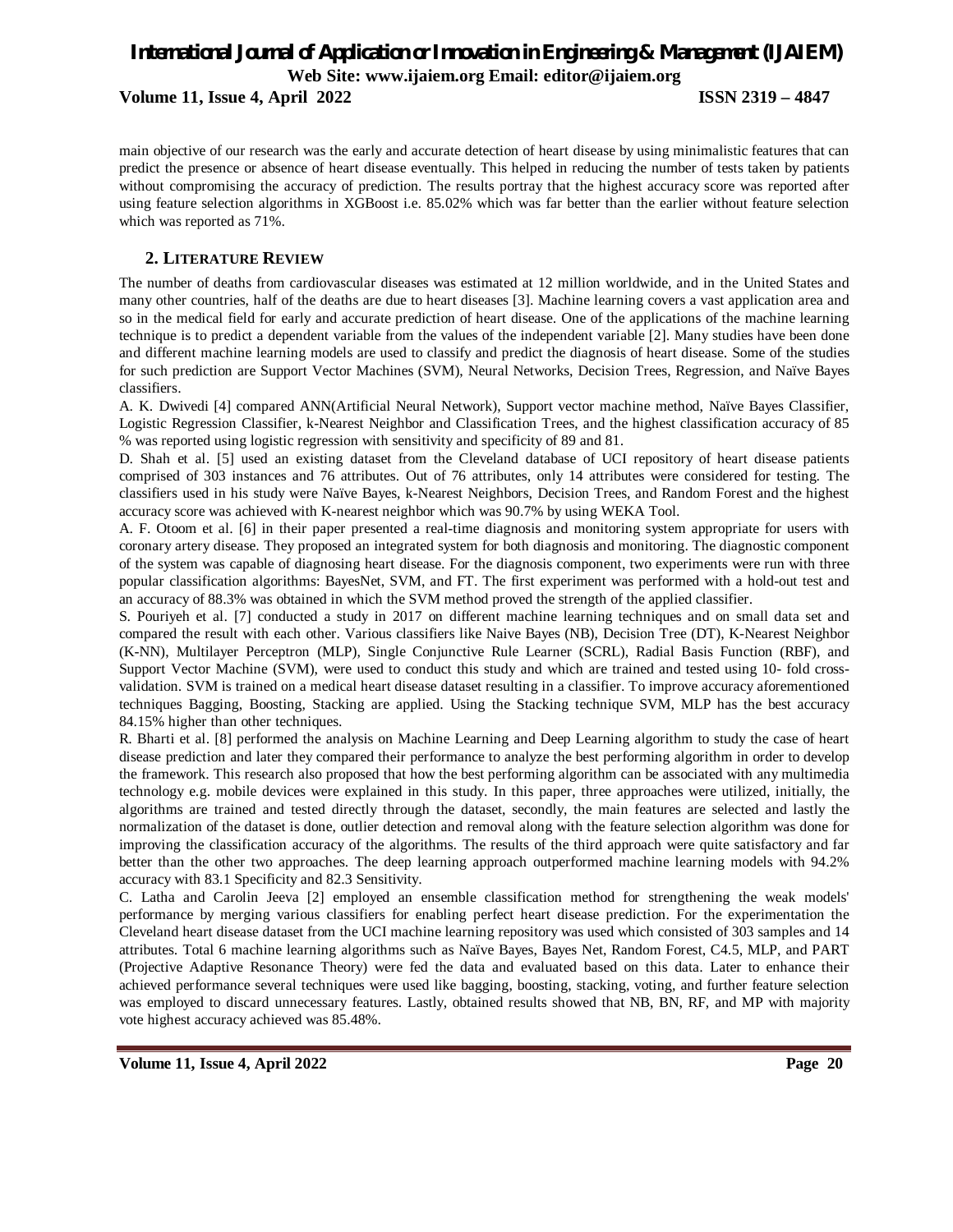main objective of our research was the early and accurate detection of heart disease by using minimalistic features that can predict the presence or absence of heart disease eventually. This helped in reducing the number of tests taken by patients without compromising the accuracy of prediction. The results portray that the highest accuracy score was reported after using feature selection algorithms in XGBoost i.e. 85.02% which was far better than the earlier without feature selection which was reported as 71%.

## 2. LITERATURE REVIEW

The number of deaths from cardiovascular diseases was estimated at 12 million worldwide, and in the United States and many other countries, half of the deaths are due to heart diseases [3]. Machine learning covers a vast application area and so in the medical field for early and accurate prediction of heart disease. One of the applications of the machine learning technique is to predict a dependent variable from the values of the independent variable [2]. Many studies have been done and different machine learning models are used to classify and predict the diagnosis of heart disease. Some of the studies for such prediction are Support Vector Machines (SVM), Neural Networks, Decision Trees, Regression, and Naïve Bayes classifiers.

A. K. Dwivedi [4] compared ANN(Artificial Neural Network), Support vector machine method, Naïve Bayes Classifier, Logistic Regression Classifier, k-Nearest Neighbor and Classification Trees, and the highest classification accuracy of 85 % was reported using logistic regression with sensitivity and specificity of 89 and 81.

D. Shah et al. [5] used an existing dataset from the Cleveland database of UCI repository of heart disease patients comprised of 303 instances and 76 attributes. Out of 76 attributes, only 14 attributes were considered for testing. The classifiers used in his study were Naïve Bayes, k-Nearest Neighbors, Decision Trees, and Random Forest and the highest accuracy score was achieved with K-nearest neighbor which was 90.7% by using WEKA Tool.

A. F. Otoom et al. [6] in their paper presented a real-time diagnosis and monitoring system appropriate for users with coronary artery disease. They proposed an integrated system for both diagnosis and monitoring. The diagnostic component of the system was capable of diagnosing heart disease. For the diagnosis component, two experiments were run with three popular classification algorithms: BayesNet, SVM, and FT. The first experiment was performed with a hold-out test and an accuracy of 88.3% was obtained in which the SVM method proved the strength of the applied classifier.

S. Pouriyeh et al. [7] conducted a study in 2017 on different machine learning techniques and on small data set and compared the result with each other. Various classifiers like Naive Bayes (NB), Decision Tree (DT), K-Nearest Neighbor (K-NN), Multilayer Perceptron (MLP), Single Conjunctive Rule Learner (SCRL), Radial Basis Function (RBF), and Support Vector Machine (SVM), were used to conduct this study and which are trained and tested using 10- fold cross-validation. SVM is trained on a medical heart disease dataset resulting in a classifier. To improve accuracy aforementioned techniques Bagging, Boosting, Stacking are applied. Using the Stacking technique SVM, MLP has the best accuracy 84.15% higher than other techniques.

R. Bharti et al. [8] performed the analysis on Machine Learning and Deep Learning algorithm to study the case of heart disease prediction and later they compared their performance to analyze the best performing algorithm in order to develop the framework. This research also proposed that how the best performing algorithm can be associated with any multimedia technology e.g. mobile devices were explained in this study. In this paper, three approaches were utilized, initially, the algorithms are trained and tested directly through the dataset, secondly, the main features are selected and lastly the normalization of the dataset is done, outlier detection and removal along with the feature selection algorithm was done for improving the classification accuracy of the algorithms. The results of the third approach were quite satisfactory and far better than the other two approaches. The deep learning approach outperformed machine learning models with 94.2% accuracy with 83.1 Specificity and 82.3 Sensitivity.

C. Latha and Carolin Jeeva [2] employed an ensemble classification method for strengthening the weak models' performance by merging various classifiers for enabling perfect heart disease prediction. For the experimentation the Cleveland heart disease dataset from the UCI machine learning repository was used which consisted of 303 samples and 14 attributes. Total 6 machine learning algorithms such as Naïve Bayes, Bayes Net, Random Forest, C4.5, MLP, and PART (Projective Adaptive Resonance Theory) were fed the data and evaluated based on this data. Later to enhance their achieved performance several techniques were used like bagging, boosting, stacking, voting, and further feature selection was employed to discard unnecessary features. Lastly, obtained results showed that NB, BN, RF, and MP with majority vote highest accuracy achieved was 85.48%.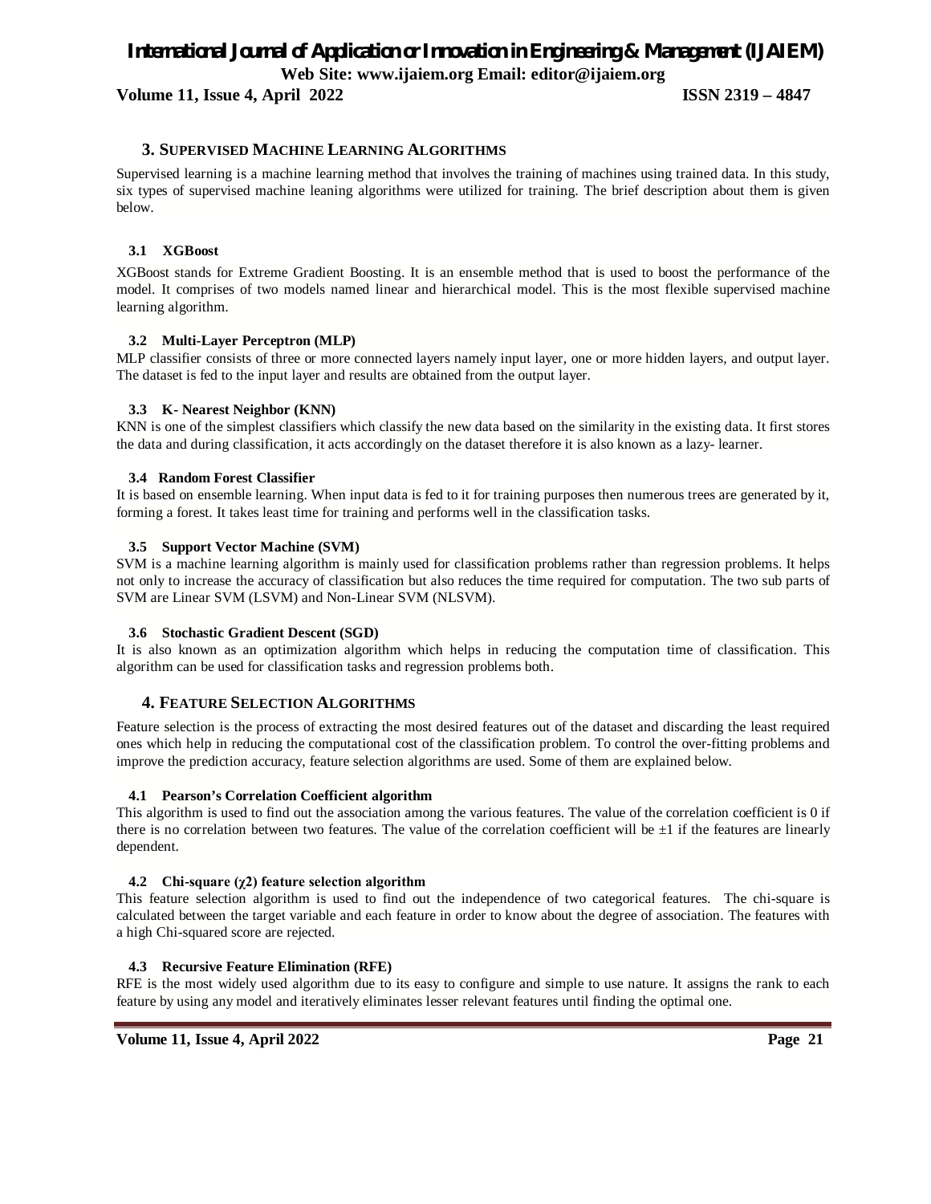## 3. Supervised Machine Learning Algorithms

Supervised learning is a machine learning method that involves the training of machines using trained data. In this study, six types of supervised machine leaning algorithms were utilized for training. The brief description about them is given below.

### 3.1 XGBoost

XGBoost stands for Extreme Gradient Boosting. It is an ensemble method that is used to boost the performance of the model. It comprises of two models named linear and hierarchical model. This is the most flexible supervised machine learning algorithm.

### 3.2 Multi-Layer Perceptron (MLP)

MLP classifier consists of three or more connected layers namely input layer, one or more hidden layers, and output layer. The dataset is fed to the input layer and results are obtained from the output layer.

### 3.3 K- Nearest Neighbor (KNN)

KNN is one of the simplest classifiers which classify the new data based on the similarity in the existing data. It first stores the data and during classification, it acts accordingly on the dataset therefore it is also known as a lazy- learner.

### 3.4 Random Forest Classifier

It is based on ensemble learning. When input data is fed to it for training purposes then numerous trees are generated by it, forming a forest. It takes least time for training and performs well in the classification tasks.

### 3.5 Support Vector Machine (SVM)

SVM is a machine learning algorithm is mainly used for classification problems rather than regression problems. It helps not only to increase the accuracy of classification but also reduces the time required for computation. The two sub parts of SVM are Linear SVM (LSVM) and Non-Linear SVM (NLSVM).

### 3.6 Stochastic Gradient Descent (SGD)

It is also known as an optimization algorithm which helps in reducing the computation time of classification. This algorithm can be used for classification tasks and regression problems both.

## 4. Feature Selection Algorithms

Feature selection is the process of extracting the most desired features out of the dataset and discarding the least required ones which help in reducing the computational cost of the classification problem. To control the over-fitting problems and improve the prediction accuracy, feature selection algorithms are used. Some of them are explained below.

### 4.1 Pearson's Correlation Coefficient algorithm

This algorithm is used to find out the association among the various features. The value of the correlation coefficient is 0 if there is no correlation between two features. The value of the correlation coefficient will be $\pm 1$ if the features are linearly dependent.

### 4.2 Chi-square ($\chi 2$) feature selection algorithm

This feature selection algorithm is used to find out the independence of two categorical features. The chi-square is calculated between the target variable and each feature in order to know about the degree of association. The features with a high Chi-squared score are rejected.

### 4.3 Recursive Feature Elimination (RFE)

RFE is the most widely used algorithm due to its easy to configure and simple to use nature. It assigns the rank to each feature by using any model and iteratively eliminates lesser relevant features until finding the optimal one.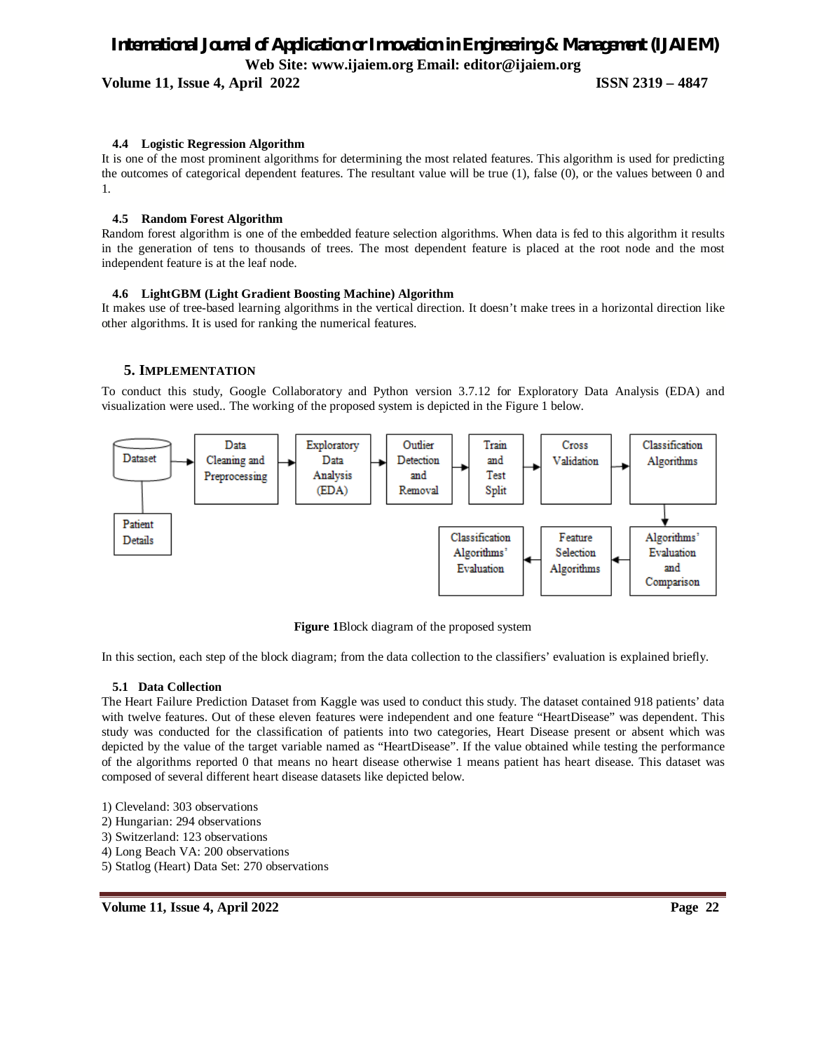### 4.4 Logistic Regression Algorithm

It is one of the most prominent algorithms for determining the most related features. This algorithm is used for predicting the outcomes of categorical dependent features. The resultant value will be true (1), false (0), or the values between 0 and 1.

### 4.5 Random Forest Algorithm

Random forest algorithm is one of the embedded feature selection algorithms. When data is fed to this algorithm it results in the generation of tens to thousands of trees. The most dependent feature is placed at the root node and the most independent feature is at the leaf node.

### 4.6 LightGBM (Light Gradient Boosting Machine) Algorithm

It makes use of tree-based learning algorithms in the vertical direction. It doesn't make trees in a horizontal direction like other algorithms. It is used for ranking the numerical features.

## 5. IMPLEMENTATION

To conduct this study, Google Collaboratory and Python version 3.7.12 for Exploratory Data Analysis (EDA) and visualization were used.. The working of the proposed system is depicted in the Figure 1 below.

Dataset → Data Cleaning and Preprocessing → Exploratory Data Analysis (EDA) → Outlier Detection and Removal → Train and Test Split → Cross Validation → Classification Algorithms → Algorithms' Evaluation and Comparison → Feature Selection Algorithms → Classification Algorithms' Evaluation

Dataset — Patient Details

**Figure 1**Block diagram of the proposed system

In this section, each step of the block diagram; from the data collection to the classifiers' evaluation is explained briefly.

### 5.1 Data Collection

The Heart Failure Prediction Dataset from Kaggle was used to conduct this study. The dataset contained 918 patients' data with twelve features. Out of these eleven features were independent and one feature "HeartDisease" was dependent. This study was conducted for the classification of patients into two categories, Heart Disease present or absent which was depicted by the value of the target variable named as "HeartDisease". If the value obtained while testing the performance of the algorithms reported 0 that means no heart disease otherwise 1 means patient has heart disease. This dataset was composed of several different heart disease datasets like depicted below.

1) Cleveland: 303 observations
2) Hungarian: 294 observations
3) Switzerland: 123 observations
4) Long Beach VA: 200 observations
5) Statlog (Heart) Data Set: 270 observations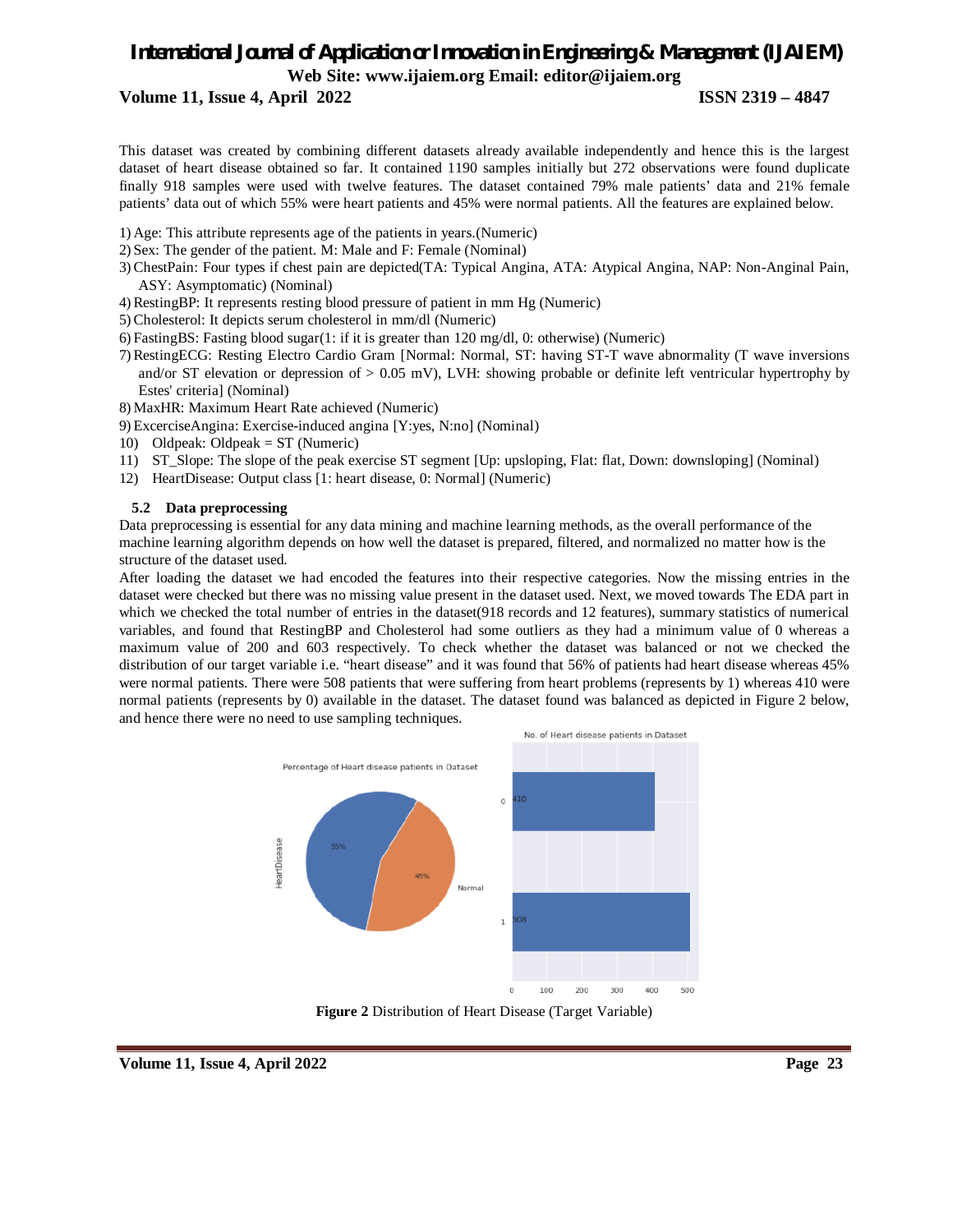This dataset was created by combining different datasets already available independently and hence this is the largest dataset of heart disease obtained so far. It contained 1190 samples initially but 272 observations were found duplicate finally 918 samples were used with twelve features. The dataset contained 79% male patients' data and 21% female patients' data out of which 55% were heart patients and 45% were normal patients. All the features are explained below.

1) Age: This attribute represents age of the patients in years.(Numeric)
2) Sex: The gender of the patient. M: Male and F: Female (Nominal)
3) ChestPain: Four types if chest pain are depicted(TA: Typical Angina, ATA: Atypical Angina, NAP: Non-Anginal Pain, ASY: Asymptomatic) (Nominal)
4) RestingBP: It represents resting blood pressure of patient in mm Hg (Numeric)
5) Cholesterol: It depicts serum cholesterol in mm/dl (Numeric)
6) FastingBS: Fasting blood sugar(1: if it is greater than 120 mg/dl, 0: otherwise) (Numeric)
7) RestingECG: Resting Electro Cardio Gram [Normal: Normal, ST: having ST-T wave abnormality (T wave inversions and/or ST elevation or depression of > 0.05 mV), LVH: showing probable or definite left ventricular hypertrophy by Estes' criteria] (Nominal)
8) MaxHR: Maximum Heart Rate achieved (Numeric)
9) ExcerciseAngina: Exercise-induced angina [Y:yes, N:no] (Nominal)
10) Oldpeak: Oldpeak = ST (Numeric)
11) ST_Slope: The slope of the peak exercise ST segment [Up: upsloping, Flat: flat, Down: downsloping] (Nominal)
12) HeartDisease: Output class [1: heart disease, 0: Normal] (Numeric)

### 5.2 Data preprocessing

Data preprocessing is essential for any data mining and machine learning methods, as the overall performance of the machine learning algorithm depends on how well the dataset is prepared, filtered, and normalized no matter how is the structure of the dataset used.

After loading the dataset we had encoded the features into their respective categories. Now the missing entries in the dataset were checked but there was no missing value present in the dataset used. Next, we moved towards The EDA part in which we checked the total number of entries in the dataset(918 records and 12 features), summary statistics of numerical variables, and found that RestingBP and Cholesterol had some outliers as they had a minimum value of 0 whereas a maximum value of 200 and 603 respectively. To check whether the dataset was balanced or not we checked the distribution of our target variable i.e. "heart disease" and it was found that 56% of patients had heart disease whereas 45% were normal patients. There were 508 patients that were suffering from heart problems (represents by 1) whereas 410 were normal patients (represents by 0) available in the dataset. The dataset found was balanced as depicted in Figure 2 below, and hence there were no need to use sampling techniques.

**Figure 2** Distribution of Heart Disease (Target Variable)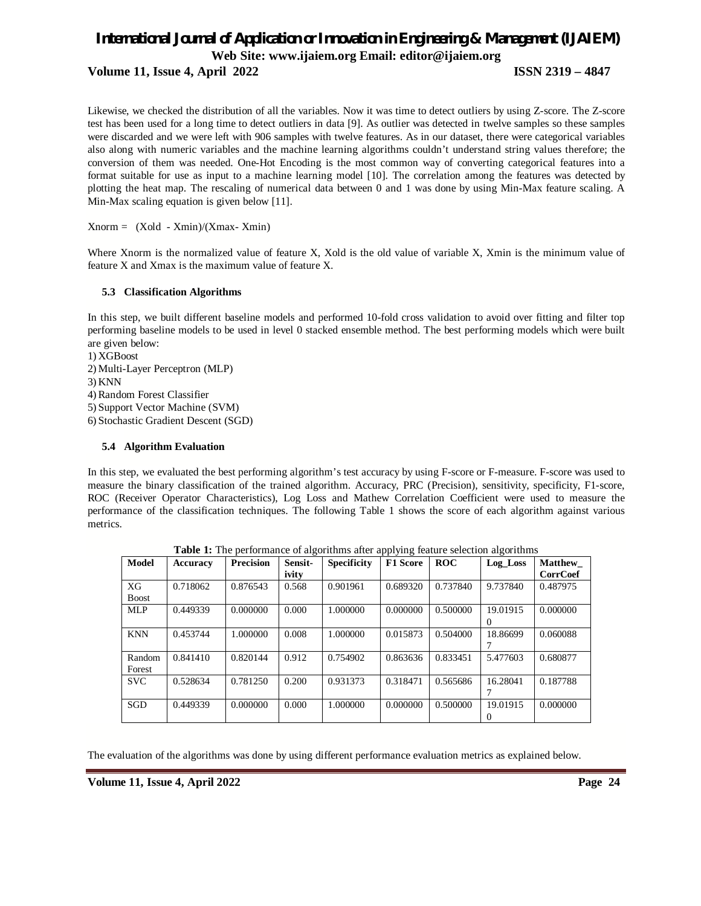Likewise, we checked the distribution of all the variables. Now it was time to detect outliers by using Z-score. The Z-score test has been used for a long time to detect outliers in data [9]. As outlier was detected in twelve samples so these samples were discarded and we were left with 906 samples with twelve features. As in our dataset, there were categorical variables also along with numeric variables and the machine learning algorithms couldn't understand string values therefore; the conversion of them was needed. One-Hot Encoding is the most common way of converting categorical features into a format suitable for use as input to a machine learning model [10]. The correlation among the features was detected by plotting the heat map. The rescaling of numerical data between 0 and 1 was done by using Min-Max feature scaling. A Min-Max scaling equation is given below [11].

$$X_{norm} = (X_{old} - X_{min})/(X_{max} - X_{min})$$

Where $X_{norm}$ is the normalized value of feature X, $X_{old}$ is the old value of variable X, $X_{min}$ is the minimum value of feature X and $X_{max}$ is the maximum value of feature X.

### 5.3 Classification Algorithms

In this step, we built different baseline models and performed 10-fold cross validation to avoid over fitting and filter top performing baseline models to be used in level 0 stacked ensemble method. The best performing models which were built are given below:

1) XGBoost
2) Multi-Layer Perceptron (MLP)
3) KNN
4) Random Forest Classifier
5) Support Vector Machine (SVM)
6) Stochastic Gradient Descent (SGD)

### 5.4 Algorithm Evaluation

In this step, we evaluated the best performing algorithm's test accuracy by using F-score or F-measure. F-score was used to measure the binary classification of the trained algorithm. Accuracy, PRC (Precision), sensitivity, specificity, F1-score, ROC (Receiver Operator Characteristics), Log Loss and Mathew Correlation Coefficient were used to measure the performance of the classification techniques. The following Table 1 shows the score of each algorithm against various metrics.

**Table 1:** The performance of algorithms after applying feature selection algorithms

| Model | Accuracy | Precision | Sensitivity | Specificity | F1 Score | ROC | Log_Loss | Matthew_CorrCoef |
|---|---|---|---|---|---|---|---|---|
| XG Boost | 0.718062 | 0.876543 | 0.568 | 0.901961 | 0.689320 | 0.737840 | 9.737840 | 0.487975 |
| MLP | 0.449339 | 0.000000 | 0.000 | 1.000000 | 0.000000 | 0.500000 | 19.019150 | 0.000000 |
| KNN | 0.453744 | 1.000000 | 0.008 | 1.000000 | 0.015873 | 0.504000 | 18.866997 | 0.060088 |
| Random Forest | 0.841410 | 0.820144 | 0.912 | 0.754902 | 0.863636 | 0.833451 | 5.477603 | 0.680877 |
| SVC | 0.528634 | 0.781250 | 0.200 | 0.931373 | 0.318471 | 0.565686 | 16.280417 | 0.187788 |
| SGD | 0.449339 | 0.000000 | 0.000 | 1.000000 | 0.000000 | 0.500000 | 19.019150 | 0.000000 |

The evaluation of the algorithms was done by using different performance evaluation metrics as explained below.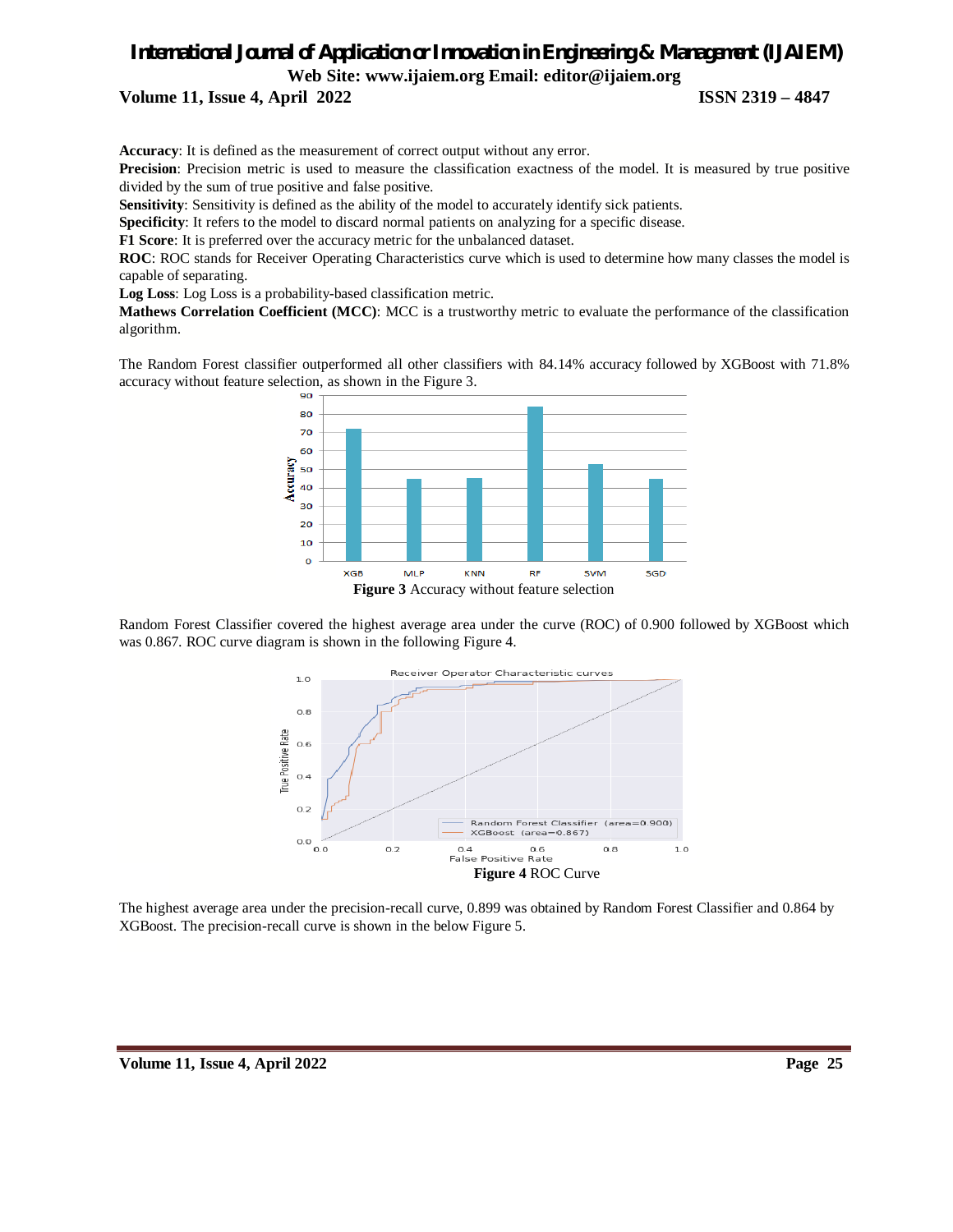**Accuracy**: It is defined as the measurement of correct output without any error.

**Precision**: Precision metric is used to measure the classification exactness of the model. It is measured by true positive divided by the sum of true positive and false positive.

**Sensitivity**: Sensitivity is defined as the ability of the model to accurately identify sick patients.

**Specificity**: It refers to the model to discard normal patients on analyzing for a specific disease.

**F1 Score**: It is preferred over the accuracy metric for the unbalanced dataset.

**ROC**: ROC stands for Receiver Operating Characteristics curve which is used to determine how many classes the model is capable of separating.

**Log Loss**: Log Loss is a probability-based classification metric.

**Mathews Correlation Coefficient (MCC)**: MCC is a trustworthy metric to evaluate the performance of the classification algorithm.

The Random Forest classifier outperformed all other classifiers with 84.14% accuracy followed by XGBoost with 71.8% accuracy without feature selection, as shown in the Figure 3.

**Figure 3** Accuracy without feature selection

Random Forest Classifier covered the highest average area under the curve (ROC) of 0.900 followed by XGBoost which was 0.867. ROC curve diagram is shown in the following Figure 4.

**Figure 4** ROC Curve

The highest average area under the precision-recall curve, 0.899 was obtained by Random Forest Classifier and 0.864 by XGBoost. The precision-recall curve is shown in the below Figure 5.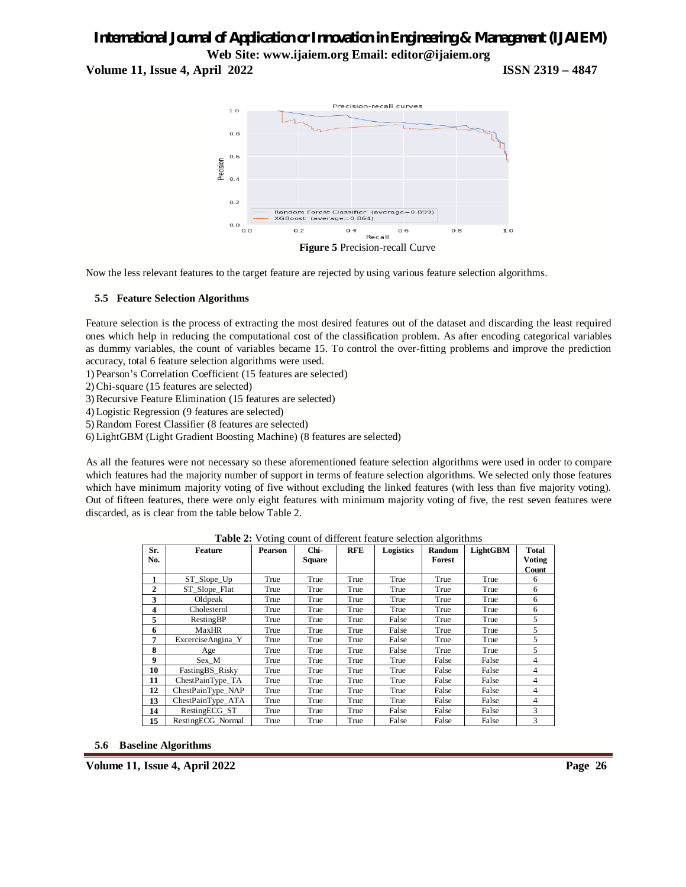**Figure 5** Precision-recall Curve

Now the less relevant features to the target feature are rejected by using various feature selection algorithms.

### 5.5 Feature Selection Algorithms

Feature selection is the process of extracting the most desired features out of the dataset and discarding the least required ones which help in reducing the computational cost of the classification problem. As after encoding categorical variables as dummy variables, the count of variables became 15. To control the over-fitting problems and improve the prediction accuracy, total 6 feature selection algorithms were used.

1) Pearson's Correlation Coefficient (15 features are selected)
2) Chi-square (15 features are selected)
3) Recursive Feature Elimination (15 features are selected)
4) Logistic Regression (9 features are selected)
5) Random Forest Classifier (8 features are selected)
6) LightGBM (Light Gradient Boosting Machine) (8 features are selected)

As all the features were not necessary so these aforementioned feature selection algorithms were used in order to compare which features had the majority number of support in terms of feature selection algorithms. We selected only those features which have minimum majority voting of five without excluding the linked features (with less than five majority voting). Out of fifteen features, there were only eight features with minimum majority voting of five, the rest seven features were discarded, as is clear from the table below Table 2.

**Table 2:** Voting count of different feature selection algorithms

| Sr. No. | Feature | Pearson | Chi-Square | RFE | Logistics | Random Forest | LightGBM | Total Voting Count |
|---|---|---|---|---|---|---|---|---|
| 1 | ST_Slope_Up | True | True | True | True | True | True | 6 |
| 2 | ST_Slope_Flat | True | True | True | True | True | True | 6 |
| 3 | Oldpeak | True | True | True | True | True | True | 6 |
| 4 | Cholesterol | True | True | True | True | True | True | 6 |
| 5 | RestingBP | True | True | True | False | True | True | 5 |
| 6 | MaxHR | True | True | True | False | True | True | 5 |
| 7 | ExcerciseAngina_Y | True | True | True | False | True | True | 5 |
| 8 | Age | True | True | True | False | True | True | 5 |
| 9 | Sex_M | True | True | True | True | False | False | 4 |
| 10 | FastingBS_Risky | True | True | True | True | False | False | 4 |
| 11 | ChestPainType_TA | True | True | True | True | False | False | 4 |
| 12 | ChestPainType_NAP | True | True | True | True | False | False | 4 |
| 13 | ChestPainType_ATA | True | True | True | True | False | False | 4 |
| 14 | RestingECG_ST | True | True | True | False | False | False | 3 |
| 15 | RestingECG_Normal | True | True | True | False | False | False | 3 |

### 5.6 Baseline Algorithms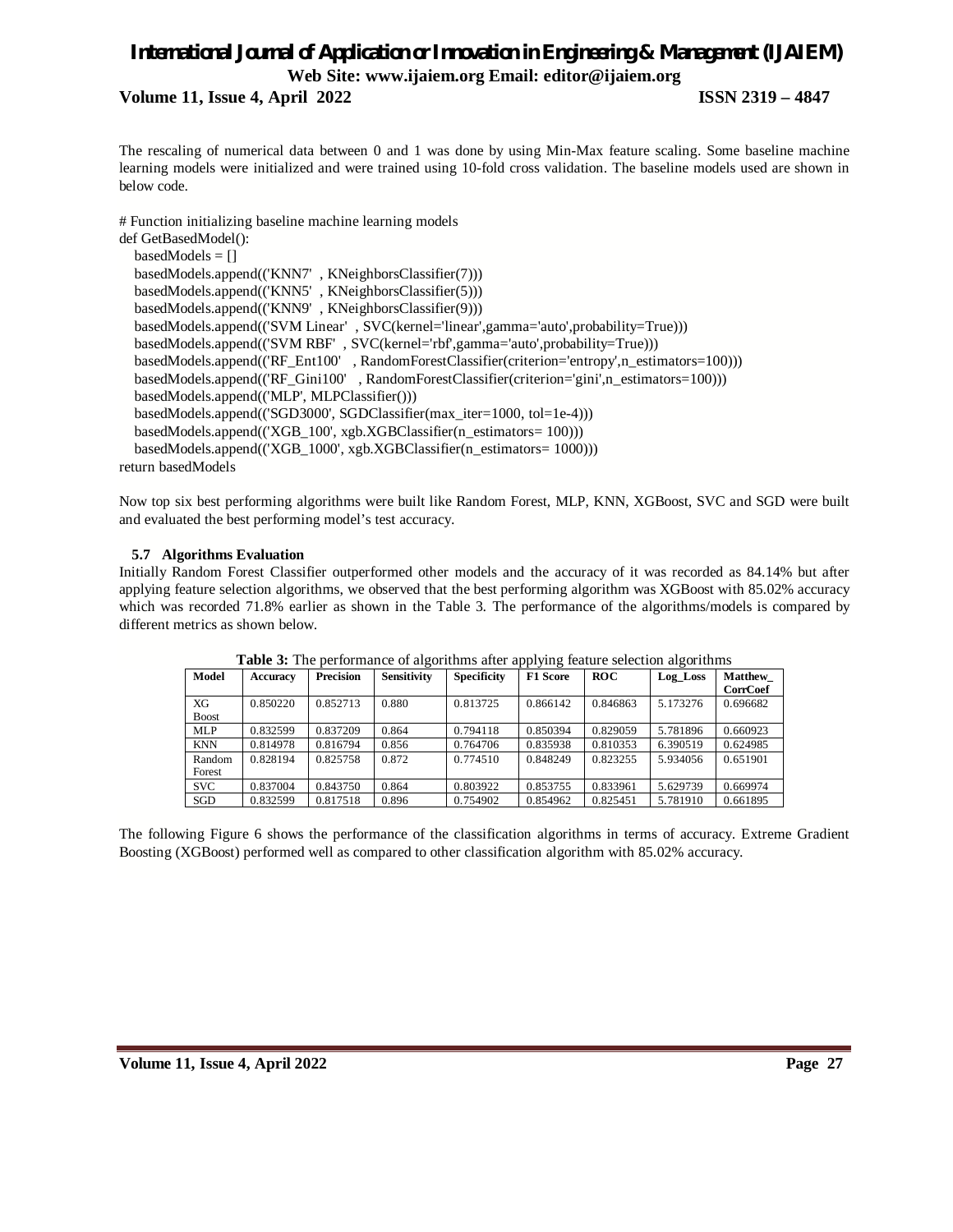The rescaling of numerical data between 0 and 1 was done by using Min-Max feature scaling. Some baseline machine learning models were initialized and were trained using 10-fold cross validation. The baseline models used are shown in below code.

```
# Function initializing baseline machine learning models
def GetBasedModel():
    basedModels = []
    basedModels.append(('KNN7'  , KNeighborsClassifier(7)))
    basedModels.append(('KNN5'  , KNeighborsClassifier(5)))
    basedModels.append(('KNN9'  , KNeighborsClassifier(9)))
    basedModels.append(('SVM Linear'  , SVC(kernel='linear',gamma='auto',probability=True)))
    basedModels.append(('SVM RBF'  , SVC(kernel='rbf',gamma='auto',probability=True)))
    basedModels.append(('RF_Ent100'   , RandomForestClassifier(criterion='entropy',n_estimators=100)))
    basedModels.append(('RF_Gini100'   , RandomForestClassifier(criterion='gini',n_estimators=100)))
    basedModels.append(('MLP', MLPClassifier()))
    basedModels.append(('SGD3000', SGDClassifier(max_iter=1000, tol=1e-4)))
    basedModels.append(('XGB_100', xgb.XGBClassifier(n_estimators= 100)))
    basedModels.append(('XGB_1000', xgb.XGBClassifier(n_estimators= 1000)))
return basedModels
```

Now top six best performing algorithms were built like Random Forest, MLP, KNN, XGBoost, SVC and SGD were built and evaluated the best performing model's test accuracy.

### 5.7 Algorithms Evaluation

Initially Random Forest Classifier outperformed other models and the accuracy of it was recorded as 84.14% but after applying feature selection algorithms, we observed that the best performing algorithm was XGBoost with 85.02% accuracy which was recorded 71.8% earlier as shown in the Table 3. The performance of the algorithms/models is compared by different metrics as shown below.

**Table 3:** The performance of algorithms after applying feature selection algorithms

| Model | Accuracy | Precision | Sensitivity | Specificity | F1 Score | ROC | Log_Loss | Matthew_CorrCoef |
|---|---|---|---|---|---|---|---|---|
| XG Boost | 0.850220 | 0.852713 | 0.880 | 0.813725 | 0.866142 | 0.846863 | 5.173276 | 0.696682 |
| MLP | 0.832599 | 0.837209 | 0.864 | 0.794118 | 0.850394 | 0.829059 | 5.781896 | 0.660923 |
| KNN | 0.814978 | 0.816794 | 0.856 | 0.764706 | 0.835938 | 0.810353 | 6.390519 | 0.624985 |
| Random Forest | 0.828194 | 0.825758 | 0.872 | 0.774510 | 0.848249 | 0.823255 | 5.934056 | 0.651901 |
| SVC | 0.837004 | 0.843750 | 0.864 | 0.803922 | 0.853755 | 0.833961 | 5.629739 | 0.669974 |
| SGD | 0.832599 | 0.817518 | 0.896 | 0.754902 | 0.854962 | 0.825451 | 5.781910 | 0.661895 |

The following Figure 6 shows the performance of the classification algorithms in terms of accuracy. Extreme Gradient Boosting (XGBoost) performed well as compared to other classification algorithm with 85.02% accuracy.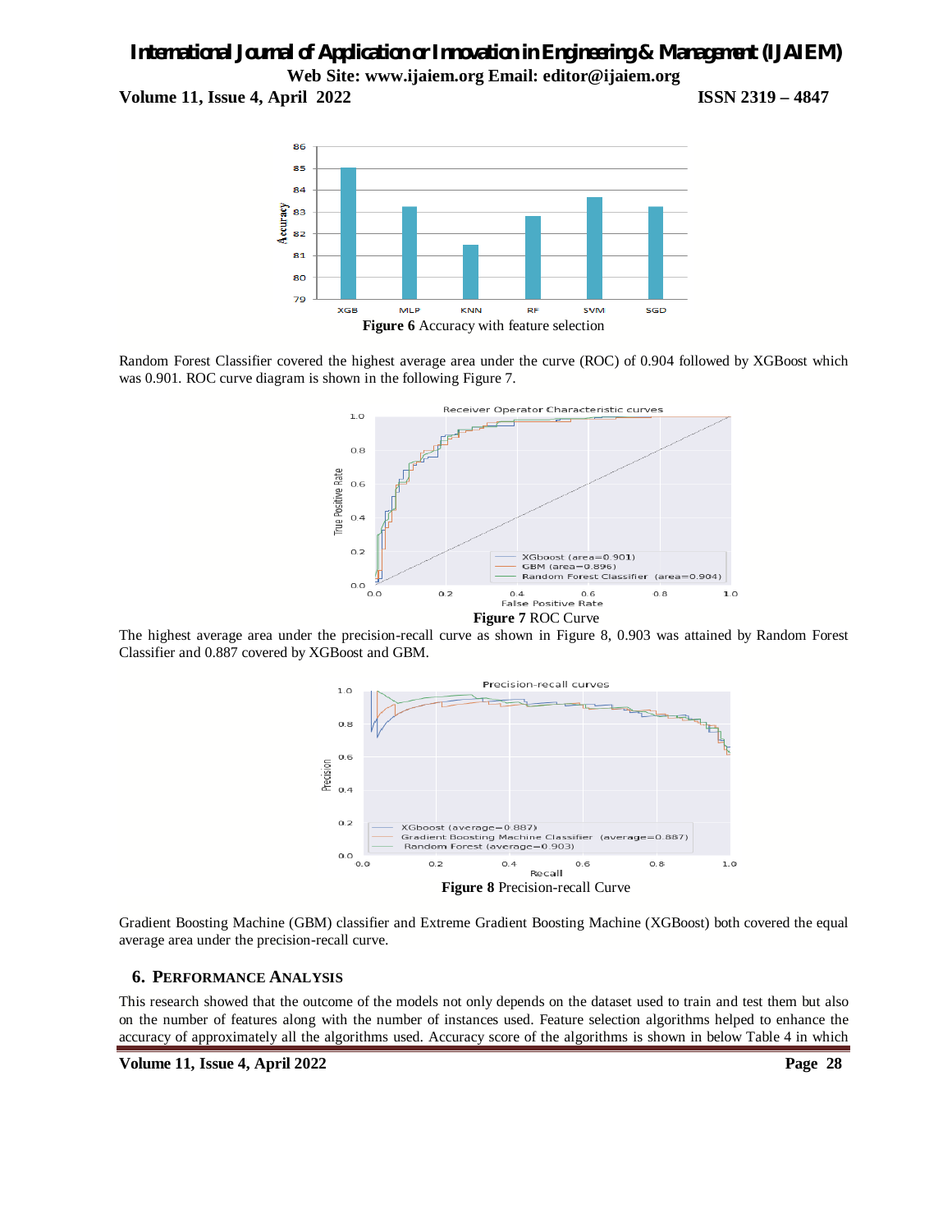**Figure 6** Accuracy with feature selection

Random Forest Classifier covered the highest average area under the curve (ROC) of 0.904 followed by XGBoost which was 0.901. ROC curve diagram is shown in the following Figure 7.

**Figure 7** ROC Curve

The highest average area under the precision-recall curve as shown in Figure 8, 0.903 was attained by Random Forest Classifier and 0.887 covered by XGBoost and GBM.

**Figure 8** Precision-recall Curve

Gradient Boosting Machine (GBM) classifier and Extreme Gradient Boosting Machine (XGBoost) both covered the equal average area under the precision-recall curve.

## 6. Performance Analysis

This research showed that the outcome of the models not only depends on the dataset used to train and test them but also on the number of features along with the number of instances used. Feature selection algorithms helped to enhance the accuracy of approximately all the algorithms used. Accuracy score of the algorithms is shown in below Table 4 in which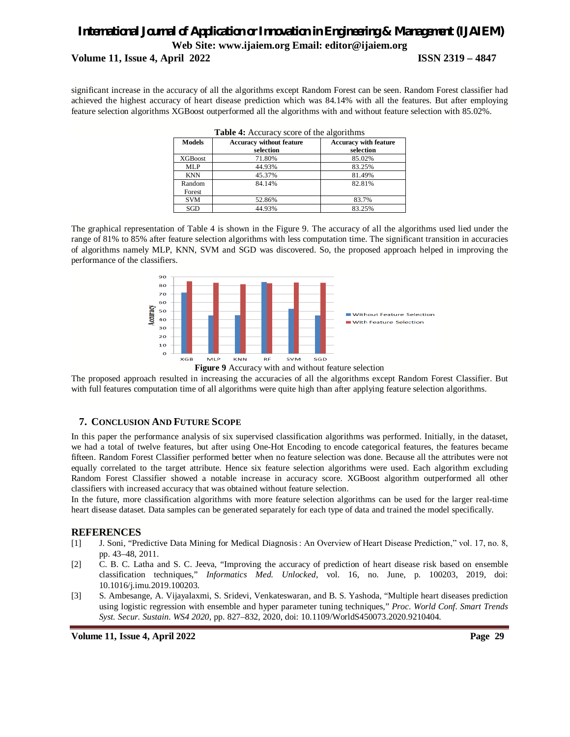significant increase in the accuracy of all the algorithms except Random Forest can be seen. Random Forest classifier had achieved the highest accuracy of heart disease prediction which was 84.14% with all the features. But after employing feature selection algorithms XGBoost outperformed all the algorithms with and without feature selection with 85.02%.

**Table 4:** Accuracy score of the algorithms

| Models | Accuracy without feature selection | Accuracy with feature selection |
|---|---|---|
| XGBoost | 71.80% | 85.02% |
| MLP | 44.93% | 83.25% |
| KNN | 45.37% | 81.49% |
| Random Forest | 84.14% | 82.81% |
| SVM | 52.86% | 83.7% |
| SGD | 44.93% | 83.25% |

The graphical representation of Table 4 is shown in the Figure 9. The accuracy of all the algorithms used lied under the range of 81% to 85% after feature selection algorithms with less computation time. The significant transition in accuracies of algorithms namely MLP, KNN, SVM and SGD was discovered. So, the proposed approach helped in improving the performance of the classifiers.

**Figure 9** Accuracy with and without feature selection

The proposed approach resulted in increasing the accuracies of all the algorithms except Random Forest Classifier. But with full features computation time of all algorithms were quite high than after applying feature selection algorithms.

## 7. Conclusion And Future Scope

In this paper the performance analysis of six supervised classification algorithms was performed. Initially, in the dataset, we had a total of twelve features, but after using One-Hot Encoding to encode categorical features, the features became fifteen. Random Forest Classifier performed better when no feature selection was done. Because all the attributes were not equally correlated to the target attribute. Hence six feature selection algorithms were used. Each algorithm excluding Random Forest Classifier showed a notable increase in accuracy score. XGBoost algorithm outperformed all other classifiers with increased accuracy that was obtained without feature selection.

In the future, more classification algorithms with more feature selection algorithms can be used for the larger real-time heart disease dataset. Data samples can be generated separately for each type of data and trained the model specifically.

## REFERENCES

[1] J. Soni, "Predictive Data Mining for Medical Diagnosis : An Overview of Heart Disease Prediction," vol. 17, no. 8, pp. 43–48, 2011.

[2] C. B. C. Latha and S. C. Jeeva, "Improving the accuracy of prediction of heart disease risk based on ensemble classification techniques," *Informatics Med. Unlocked*, vol. 16, no. June, p. 100203, 2019, doi: 10.1016/j.imu.2019.100203.

[3] S. Ambesange, A. Vijayalaxmi, S. Sridevi, Venkateswaran, and B. S. Yashoda, "Multiple heart diseases prediction using logistic regression with ensemble and hyper parameter tuning techniques," *Proc. World Conf. Smart Trends Syst. Secur. Sustain. WS4 2020*, pp. 827–832, 2020, doi: 10.1109/WorldS450073.2020.9210404.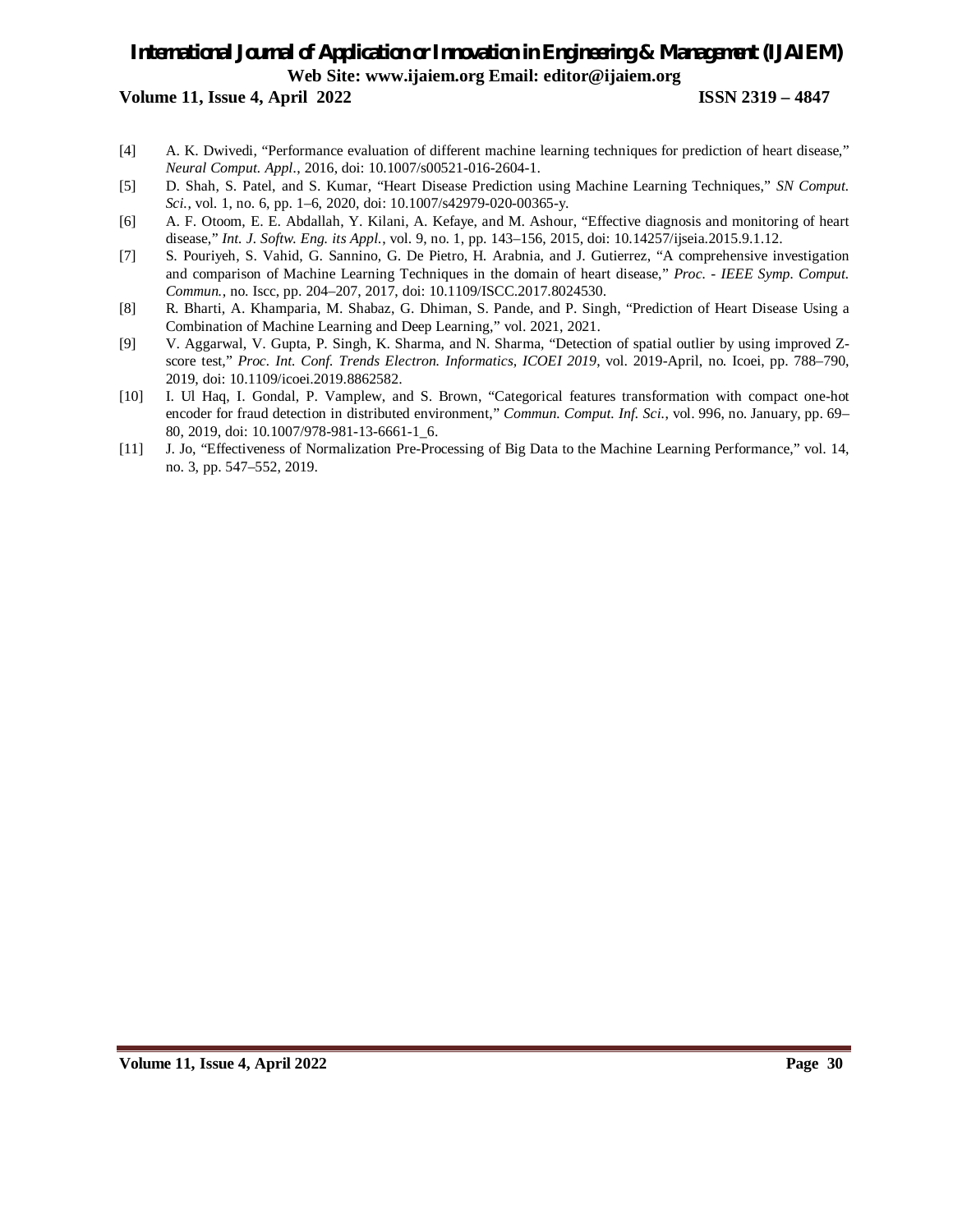[4] A. K. Dwivedi, "Performance evaluation of different machine learning techniques for prediction of heart disease," *Neural Comput. Appl.*, 2016, doi: 10.1007/s00521-016-2604-1.

[5] D. Shah, S. Patel, and S. Kumar, "Heart Disease Prediction using Machine Learning Techniques," *SN Comput. Sci.*, vol. 1, no. 6, pp. 1–6, 2020, doi: 10.1007/s42979-020-00365-y.

[6] A. F. Otoom, E. E. Abdallah, Y. Kilani, A. Kefaye, and M. Ashour, "Effective diagnosis and monitoring of heart disease," *Int. J. Softw. Eng. its Appl.*, vol. 9, no. 1, pp. 143–156, 2015, doi: 10.14257/ijseia.2015.9.1.12.

[7] S. Pouriyeh, S. Vahid, G. Sannino, G. De Pietro, H. Arabnia, and J. Gutierrez, "A comprehensive investigation and comparison of Machine Learning Techniques in the domain of heart disease," *Proc. - IEEE Symp. Comput. Commun.*, no. Iscc, pp. 204–207, 2017, doi: 10.1109/ISCC.2017.8024530.

[8] R. Bharti, A. Khamparia, M. Shabaz, G. Dhiman, S. Pande, and P. Singh, "Prediction of Heart Disease Using a Combination of Machine Learning and Deep Learning," vol. 2021, 2021.

[9] V. Aggarwal, V. Gupta, P. Singh, K. Sharma, and N. Sharma, "Detection of spatial outlier by using improved Z-score test," *Proc. Int. Conf. Trends Electron. Informatics, ICOEI 2019*, vol. 2019-April, no. Icoei, pp. 788–790, 2019, doi: 10.1109/icoei.2019.8862582.

[10] I. Ul Haq, I. Gondal, P. Vamplew, and S. Brown, "Categorical features transformation with compact one-hot encoder for fraud detection in distributed environment," *Commun. Comput. Inf. Sci.*, vol. 996, no. January, pp. 69–80, 2019, doi: 10.1007/978-981-13-6661-1_6.

[11] J. Jo, "Effectiveness of Normalization Pre-Processing of Big Data to the Machine Learning Performance," vol. 14, no. 3, pp. 547–552, 2019.